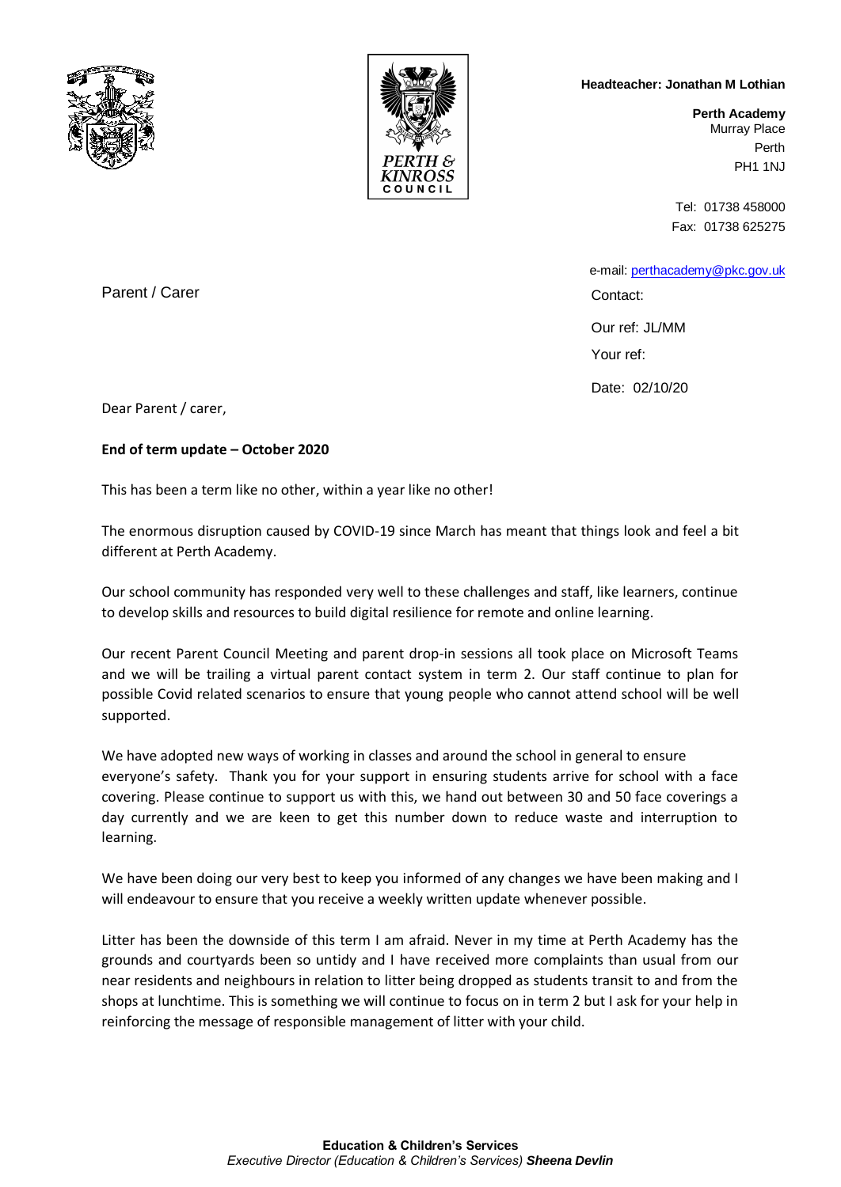**Headteacher: Jonathan M Lothian**

**Perth Academy**
Murray Place
Perth
PH1 1NJ

Tel: 01738 458000
Fax: 01738 625275

e-mail: perthacademy@pkc.gov.uk

Parent / Carer

Contact:

Our ref: JL/MM

Your ref:

Date: 02/10/20

Dear Parent / carer,

**End of term update – October 2020**

This has been a term like no other, within a year like no other!

The enormous disruption caused by COVID-19 since March has meant that things look and feel a bit different at Perth Academy.

Our school community has responded very well to these challenges and staff, like learners, continue to develop skills and resources to build digital resilience for remote and online learning.

Our recent Parent Council Meeting and parent drop-in sessions all took place on Microsoft Teams and we will be trailing a virtual parent contact system in term 2. Our staff continue to plan for possible Covid related scenarios to ensure that young people who cannot attend school will be well supported.

We have adopted new ways of working in classes and around the school in general to ensure everyone's safety. Thank you for your support in ensuring students arrive for school with a face covering. Please continue to support us with this, we hand out between 30 and 50 face coverings a day currently and we are keen to get this number down to reduce waste and interruption to learning.

We have been doing our very best to keep you informed of any changes we have been making and I will endeavour to ensure that you receive a weekly written update whenever possible.

Litter has been the downside of this term I am afraid. Never in my time at Perth Academy has the grounds and courtyards been so untidy and I have received more complaints than usual from our near residents and neighbours in relation to litter being dropped as students transit to and from the shops at lunchtime. This is something we will continue to focus on in term 2 but I ask for your help in reinforcing the message of responsible management of litter with your child.

**Education & Children's Services**
*Executive Director (Education & Children's Services)* ***Sheena Devlin***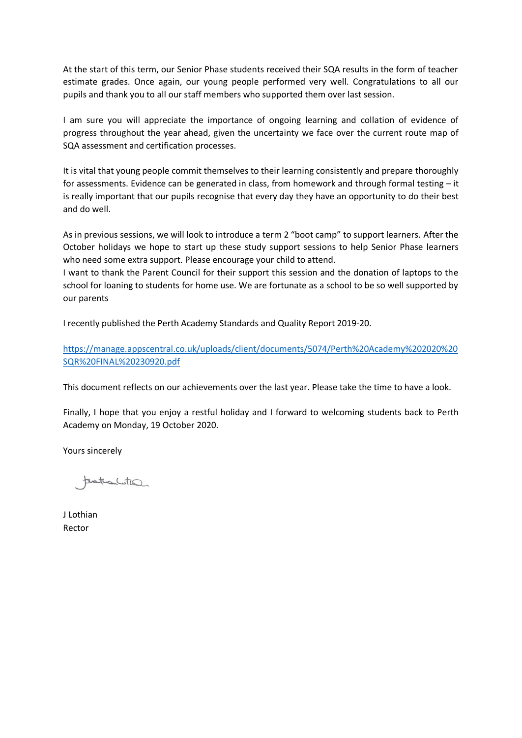At the start of this term, our Senior Phase students received their SQA results in the form of teacher estimate grades. Once again, our young people performed very well. Congratulations to all our pupils and thank you to all our staff members who supported them over last session.

I am sure you will appreciate the importance of ongoing learning and collation of evidence of progress throughout the year ahead, given the uncertainty we face over the current route map of SQA assessment and certification processes.

It is vital that young people commit themselves to their learning consistently and prepare thoroughly for assessments. Evidence can be generated in class, from homework and through formal testing – it is really important that our pupils recognise that every day they have an opportunity to do their best and do well.

As in previous sessions, we will look to introduce a term 2 "boot camp" to support learners. After the October holidays we hope to start up these study support sessions to help Senior Phase learners who need some extra support. Please encourage your child to attend.
I want to thank the Parent Council for their support this session and the donation of laptops to the school for loaning to students for home use. We are fortunate as a school to be so well supported by our parents

I recently published the Perth Academy Standards and Quality Report 2019-20.

https://manage.appscentral.co.uk/uploads/client/documents/5074/Perth%20Academy%202020%20SQR%20FINAL%20230920.pdf

This document reflects on our achievements over the last year. Please take the time to have a look.

Finally, I hope that you enjoy a restful holiday and I forward to welcoming students back to Perth Academy on Monday, 19 October 2020.

Yours sincerely

J Lothian
Rector